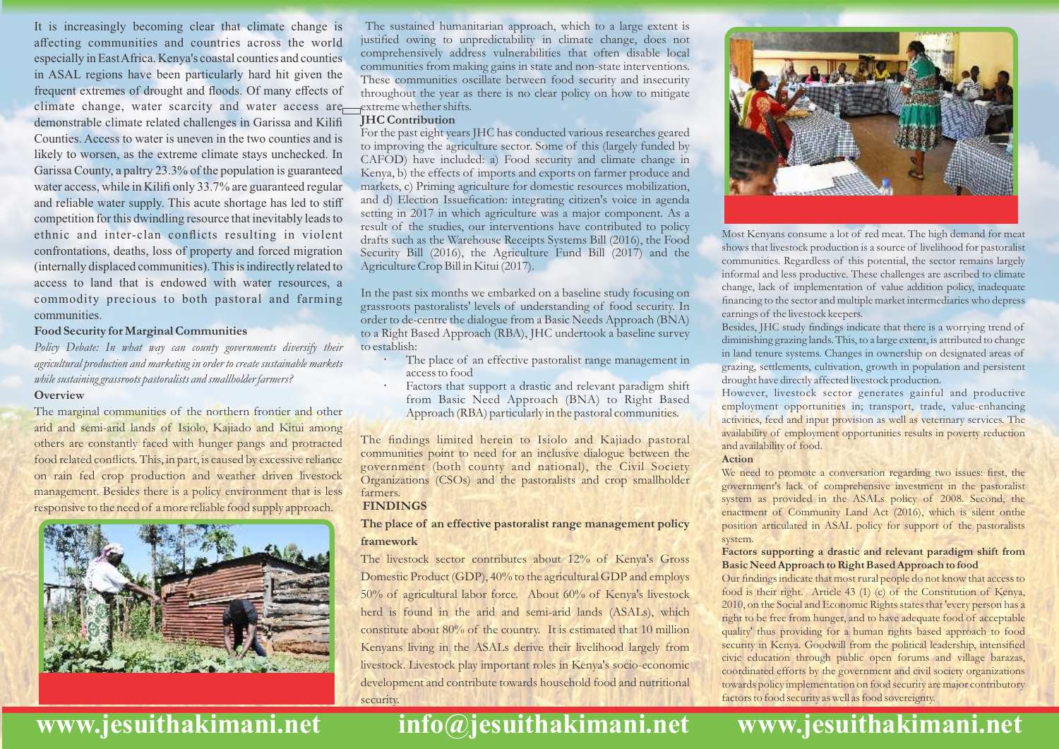It is increasingly becoming clear that climate change is affecting communities and countries across the world especially in East Africa. Kenya's coastal counties and counties in ASAL regions have been particularly hard hit given the frequent extremes of drought and floods. Of many effects of climate change, water scarcity and water access are demonstrable climate related challenges in Garissa and Kilifi Counties. Access to water is uneven in the two counties and is likely to worsen, as the extreme climate stays unchecked. In Garissa County, a paltry 23.3% of the population is guaranteed water access, while in Kilifi only 33.7% are guaranteed regular and reliable water supply. This acute shortage has led to stiff competition for this dwindling resource that inevitably leads to ethnic and inter-clan conflicts resulting in violent confrontations, deaths, loss of property and forced migration (internally displaced communities). This is indirectly related to access to land that is endowed with water resources, a commodity precious to both pastoral and farming communities.

### Food Security for Marginal Communities

*Policy Debate: In what way can county governments diversify their agricultural production and marketing in order to create sustainable markets while sustaining grassroots pastoralists and smallholder farmers?*

### Overview

The marginal communities of the northern frontier and other arid and semi-arid lands of Isiolo, Kajiado and Kitui among others are constantly faced with hunger pangs and protracted food related conflicts. This, in part, is caused by excessive reliance on rain fed crop production and weather driven livestock management. Besides there is a policy environment that is less responsive to the need of a more reliable food supply approach.

The sustained humanitarian approach, which to a large extent is justified owing to unpredictability in climate change, does not comprehensively address vulnerabilities that often disable local communities from making gains in state and non-state interventions. These communities oscillate between food security and insecurity throughout the year as there is no clear policy on how to mitigate extreme whether shifts.

### JHC Contribution

For the past eight years JHC has conducted various researches geared to improving the agriculture sector. Some of this (largely funded by CAFOD) have included: a) Food security and climate change in Kenya, b) the effects of imports and exports on farmer produce and markets, c) Priming agriculture for domestic resources mobilization, and d) Election Issuefication: integrating citizen's voice in agenda setting in 2017 in which agriculture was a major component. As a result of the studies, our interventions have contributed to policy drafts such as the Warehouse Receipts Systems Bill (2016), the Food Security Bill (2016), the Agriculture Fund Bill (2017) and the Agriculture Crop Bill in Kitui (2017).

In the past six months we embarked on a baseline study focusing on grassroots pastoralists' levels of understanding of food security. In order to de-centre the dialogue from a Basic Needs Approach (BNA) to a Right Based Approach (RBA), JHC undertook a baseline survey to establish:

- The place of an effective pastoralist range management in access to food
- Factors that support a drastic and relevant paradigm shift from Basic Need Approach (BNA) to Right Based Approach (RBA) particularly in the pastoral communities.

The findings limited herein to Isiolo and Kajiado pastoral communities point to need for an inclusive dialogue between the government (both county and national), the Civil Society Organizations (CSOs) and the pastoralists and crop smallholder farmers.

## FINDINGS

### The place of an effective pastoralist range management policy framework

The livestock sector contributes about 12% of Kenya's Gross Domestic Product (GDP), 40% to the agricultural GDP and employs 50% of agricultural labor force. About 60% of Kenya's livestock herd is found in the arid and semi-arid lands (ASALs), which constitute about 80% of the country. It is estimated that 10 million Kenyans living in the ASALs derive their livelihood largely from livestock. Livestock play important roles in Kenya's socio-economic development and contribute towards household food and nutritional security.

Most Kenyans consume a lot of red meat. The high demand for meat shows that livestock production is a source of livelihood for pastoralist communities. Regardless of this potential, the sector remains largely informal and less productive. These challenges are ascribed to climate change, lack of implementation of value addition policy, inadequate financing to the sector and multiple market intermediaries who depress earnings of the livestock keepers.

Besides, JHC study findings indicate that there is a worrying trend of diminishing grazing lands. This, to a large extent, is attributed to change in land tenure systems. Changes in ownership on designated areas of grazing, settlements, cultivation, growth in population and persistent drought have directly affected livestock production.

However, livestock sector generates gainful and productive employment opportunities in; transport, trade, value-enhancing activities, feed and input provision as well as veterinary services. The availability of employment opportunities results in poverty reduction and availability of food.

### Action

We need to promote a conversation regarding two issues: first, the government's lack of comprehensive investment in the pastoralist system as provided in the ASALs policy of 2008. Second, the enactment of Community Land Act (2016), which is silent onthe position articulated in ASAL policy for support of the pastoralists system.

### Factors supporting a drastic and relevant paradigm shift from Basic Need Approach to Right Based Approach to food

Our findings indicate that most rural people do not know that access to food is their right. Article 43 (1) (c) of the Constitution of Kenya, 2010, on the Social and Economic Rights states that 'every person has a right to be free from hunger, and to have adequate food of acceptable quality' thus providing for a human rights based approach to food security in Kenya. Goodwill from the political leadership, intensified civic education through public open forums and village barazas, coordinated efforts by the government and civil society organizations towards policy implementation on food security are major contributory factors to food security as well as food sovereignty.

www.jesuithakimani.net info@jesuithakimani.net www.jesuithakimani.net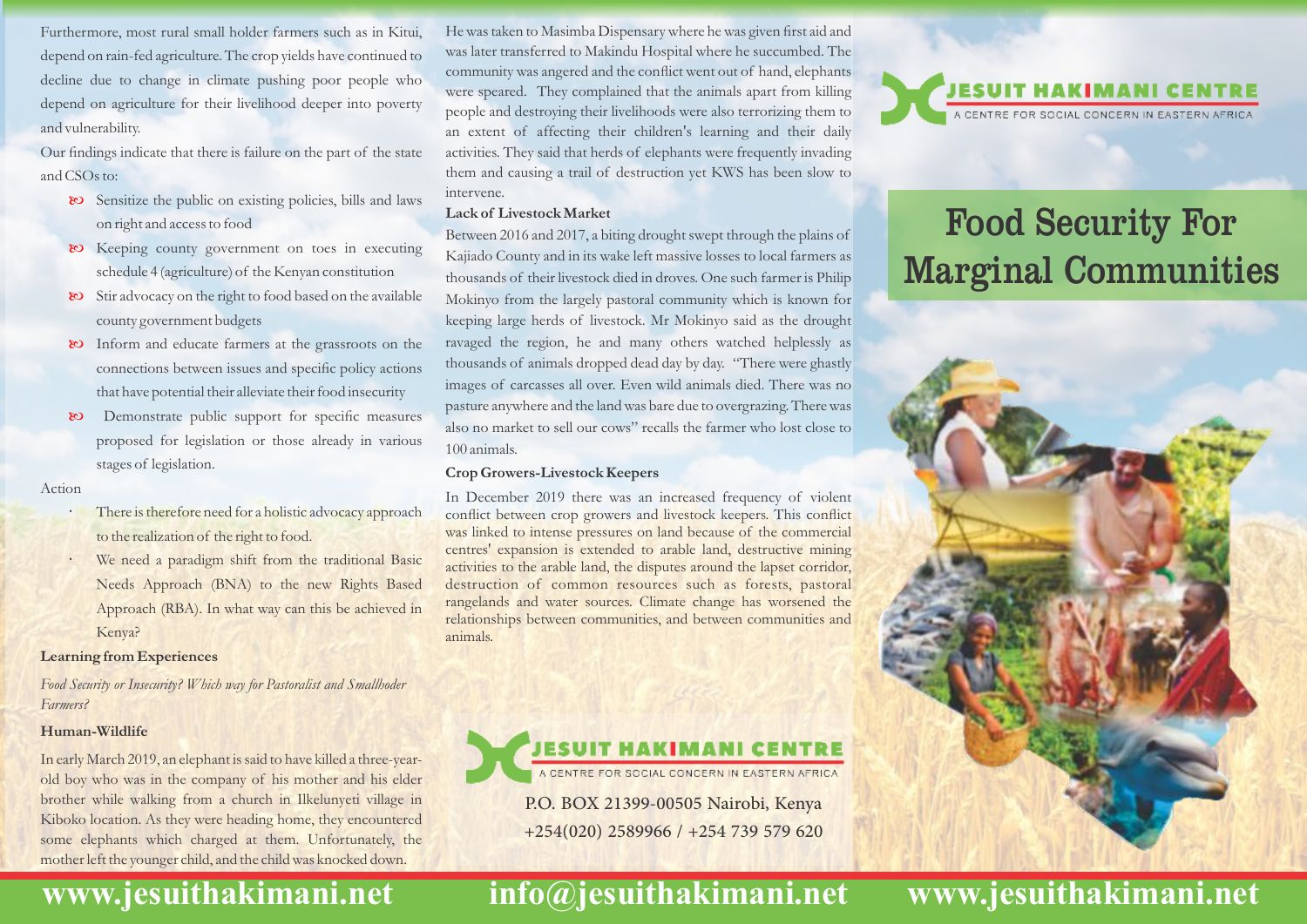Furthermore, most rural small holder farmers such as in Kitui, depend on rain-fed agriculture. The crop yields have continued to decline due to change in climate pushing poor people who depend on agriculture for their livelihood deeper into poverty and vulnerability.

Our findings indicate that there is failure on the part of the state and CSOs to:

- Sensitize the public on existing policies, bills and laws on right and access to food
- Keeping county government on toes in executing schedule 4 (agriculture) of the Kenyan constitution
- Stir advocacy on the right to food based on the available county government budgets
- Inform and educate farmers at the grassroots on the connections between issues and specific policy actions that have potential their alleviate their food insecurity
- Demonstrate public support for specific measures proposed for legislation or those already in various stages of legislation.

Action

- There is therefore need for a holistic advocacy approach to the realization of the right to food.
- We need a paradigm shift from the traditional Basic Needs Approach (BNA) to the new Rights Based Approach (RBA). In what way can this be achieved in Kenya?

**Learning from Experiences**

*Food Security or Insecurity? Which way for Pastoralist and Smallhoder Farmers?*

**Human-Wildlife**

In early March 2019, an elephant is said to have killed a three-year-old boy who was in the company of his mother and his elder brother while walking from a church in Ilkelunyeti village in Kiboko location. As they were heading home, they encountered some elephants which charged at them. Unfortunately, the mother left the younger child, and the child was knocked down.

He was taken to Masimba Dispensary where he was given first aid and was later transferred to Makindu Hospital where he succumbed. The community was angered and the conflict went out of hand, elephants were speared. They complained that the animals apart from killing people and destroying their livelihoods were also terrorizing them to an extent of affecting their children's learning and their daily activities. They said that herds of elephants were frequently invading them and causing a trail of destruction yet KWS has been slow to intervene.

**Lack of Livestock Market**

Between 2016 and 2017, a biting drought swept through the plains of Kajiado County and in its wake left massive losses to local farmers as thousands of their livestock died in droves. One such farmer is Philip Mokinyo from the largely pastoral community which is known for keeping large herds of livestock. Mr Mokinyo said as the drought ravaged the region, he and many others watched helplessly as thousands of animals dropped dead day by day. "There were ghastly images of carcasses all over. Even wild animals died. There was no pasture anywhere and the land was bare due to overgrazing. There was also no market to sell our cows" recalls the farmer who lost close to 100 animals.

**Crop Growers-Livestock Keepers**

In December 2019 there was an increased frequency of violent conflict between crop growers and livestock keepers. This conflict was linked to intense pressures on land because of the commercial centres' expansion is extended to arable land, destructive mining activities to the arable land, the disputes around the lapset corridor, destruction of common resources such as forests, pastoral rangelands and water sources. Climate change has worsened the relationships between communities, and between communities and animals.

JESUIT HAKIMANI CENTRE
A CENTRE FOR SOCIAL CONCERN IN EASTERN AFRICA

P.O. BOX 21399-00505 Nairobi, Kenya
+254(020) 2589966 / +254 739 579 620

JESUIT HAKIMANI CENTRE
A CENTRE FOR SOCIAL CONCERN IN EASTERN AFRICA

# Food Security For Marginal Communities

www.jesuithakimani.net info@jesuithakimani.net www.jesuithakimani.net